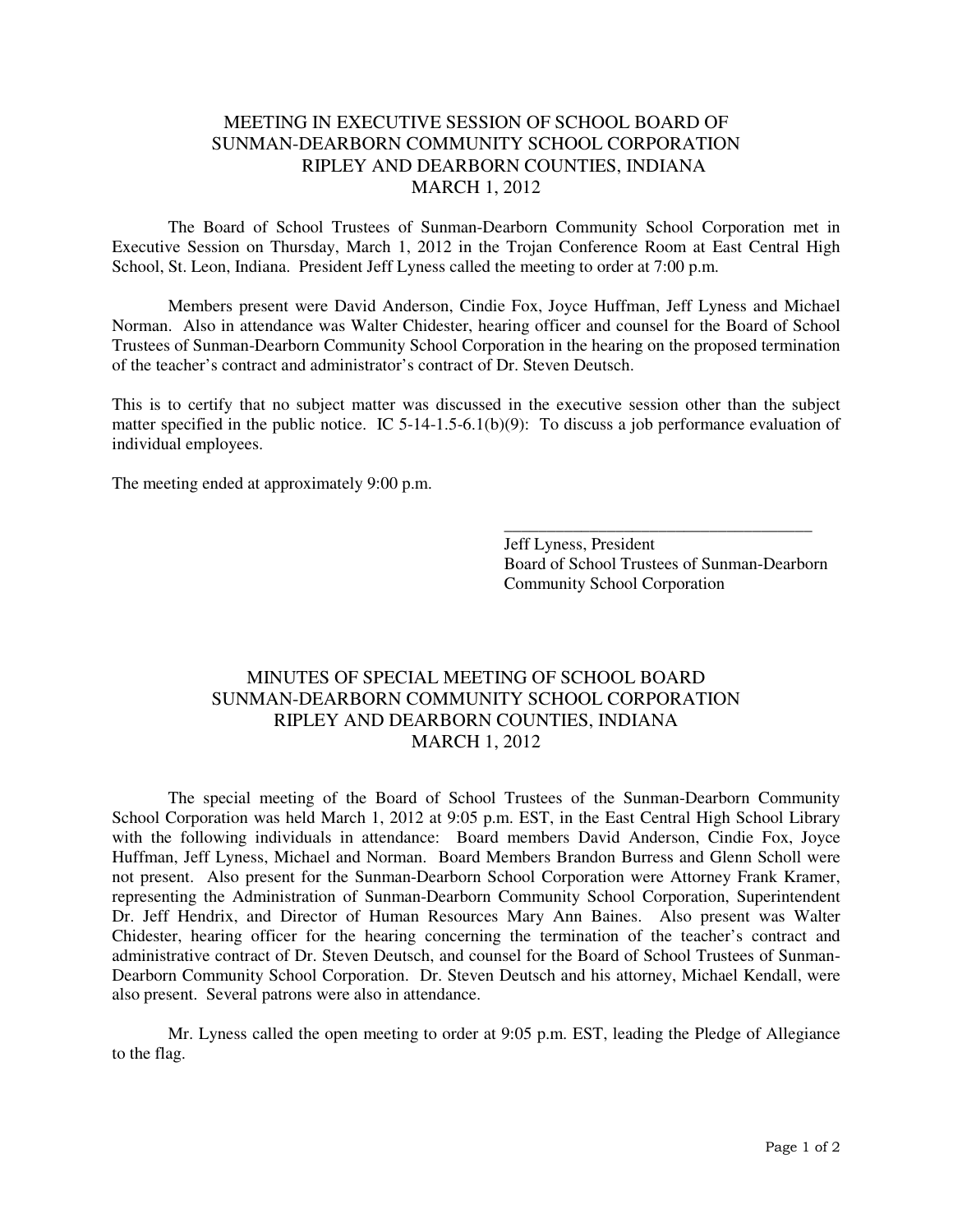# MEETING IN EXECUTIVE SESSION OF SCHOOL BOARD OF SUNMAN-DEARBORN COMMUNITY SCHOOL CORPORATION RIPLEY AND DEARBORN COUNTIES, INDIANA MARCH 1, 2012

The Board of School Trustees of Sunman-Dearborn Community School Corporation met in Executive Session on Thursday, March 1, 2012 in the Trojan Conference Room at East Central High School, St. Leon, Indiana. President Jeff Lyness called the meeting to order at 7:00 p.m.

Members present were David Anderson, Cindie Fox, Joyce Huffman, Jeff Lyness and Michael Norman. Also in attendance was Walter Chidester, hearing officer and counsel for the Board of School Trustees of Sunman-Dearborn Community School Corporation in the hearing on the proposed termination of the teacher's contract and administrator's contract of Dr. Steven Deutsch.

This is to certify that no subject matter was discussed in the executive session other than the subject matter specified in the public notice. IC 5-14-1.5-6.1(b)(9): To discuss a job performance evaluation of individual employees.

The meeting ended at approximately 9:00 p.m.

\_\_\_\_\_\_\_\_\_\_\_\_\_\_\_\_\_\_\_\_\_\_\_\_\_\_\_\_\_\_\_\_\_\_\_\_

Jeff Lyness, President
Board of School Trustees of Sunman-Dearborn
Community School Corporation

# MINUTES OF SPECIAL MEETING OF SCHOOL BOARD SUNMAN-DEARBORN COMMUNITY SCHOOL CORPORATION RIPLEY AND DEARBORN COUNTIES, INDIANA MARCH 1, 2012

The special meeting of the Board of School Trustees of the Sunman-Dearborn Community School Corporation was held March 1, 2012 at 9:05 p.m. EST, in the East Central High School Library with the following individuals in attendance: Board members David Anderson, Cindie Fox, Joyce Huffman, Jeff Lyness, Michael and Norman. Board Members Brandon Burress and Glenn Scholl were not present. Also present for the Sunman-Dearborn School Corporation were Attorney Frank Kramer, representing the Administration of Sunman-Dearborn Community School Corporation, Superintendent Dr. Jeff Hendrix, and Director of Human Resources Mary Ann Baines. Also present was Walter Chidester, hearing officer for the hearing concerning the termination of the teacher's contract and administrative contract of Dr. Steven Deutsch, and counsel for the Board of School Trustees of Sunman-Dearborn Community School Corporation. Dr. Steven Deutsch and his attorney, Michael Kendall, were also present. Several patrons were also in attendance.

Mr. Lyness called the open meeting to order at 9:05 p.m. EST, leading the Pledge of Allegiance to the flag.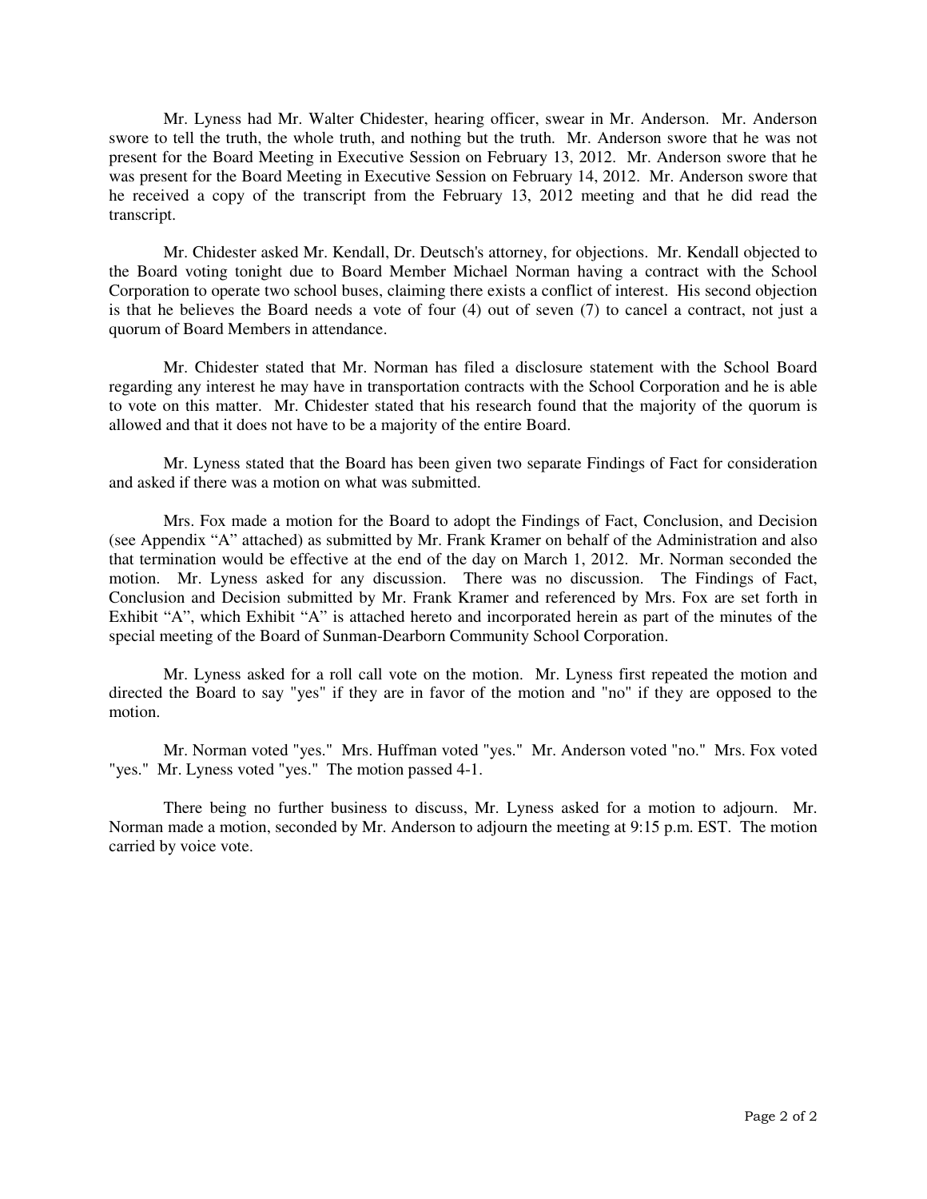Mr. Lyness had Mr. Walter Chidester, hearing officer, swear in Mr. Anderson. Mr. Anderson swore to tell the truth, the whole truth, and nothing but the truth. Mr. Anderson swore that he was not present for the Board Meeting in Executive Session on February 13, 2012. Mr. Anderson swore that he was present for the Board Meeting in Executive Session on February 14, 2012. Mr. Anderson swore that he received a copy of the transcript from the February 13, 2012 meeting and that he did read the transcript.

Mr. Chidester asked Mr. Kendall, Dr. Deutsch's attorney, for objections. Mr. Kendall objected to the Board voting tonight due to Board Member Michael Norman having a contract with the School Corporation to operate two school buses, claiming there exists a conflict of interest. His second objection is that he believes the Board needs a vote of four (4) out of seven (7) to cancel a contract, not just a quorum of Board Members in attendance.

Mr. Chidester stated that Mr. Norman has filed a disclosure statement with the School Board regarding any interest he may have in transportation contracts with the School Corporation and he is able to vote on this matter. Mr. Chidester stated that his research found that the majority of the quorum is allowed and that it does not have to be a majority of the entire Board.

Mr. Lyness stated that the Board has been given two separate Findings of Fact for consideration and asked if there was a motion on what was submitted.

Mrs. Fox made a motion for the Board to adopt the Findings of Fact, Conclusion, and Decision (see Appendix "A" attached) as submitted by Mr. Frank Kramer on behalf of the Administration and also that termination would be effective at the end of the day on March 1, 2012. Mr. Norman seconded the motion. Mr. Lyness asked for any discussion. There was no discussion. The Findings of Fact, Conclusion and Decision submitted by Mr. Frank Kramer and referenced by Mrs. Fox are set forth in Exhibit "A", which Exhibit "A" is attached hereto and incorporated herein as part of the minutes of the special meeting of the Board of Sunman-Dearborn Community School Corporation.

Mr. Lyness asked for a roll call vote on the motion. Mr. Lyness first repeated the motion and directed the Board to say "yes" if they are in favor of the motion and "no" if they are opposed to the motion.

Mr. Norman voted "yes." Mrs. Huffman voted "yes." Mr. Anderson voted "no." Mrs. Fox voted "yes." Mr. Lyness voted "yes." The motion passed 4-1.

There being no further business to discuss, Mr. Lyness asked for a motion to adjourn. Mr. Norman made a motion, seconded by Mr. Anderson to adjourn the meeting at 9:15 p.m. EST. The motion carried by voice vote.